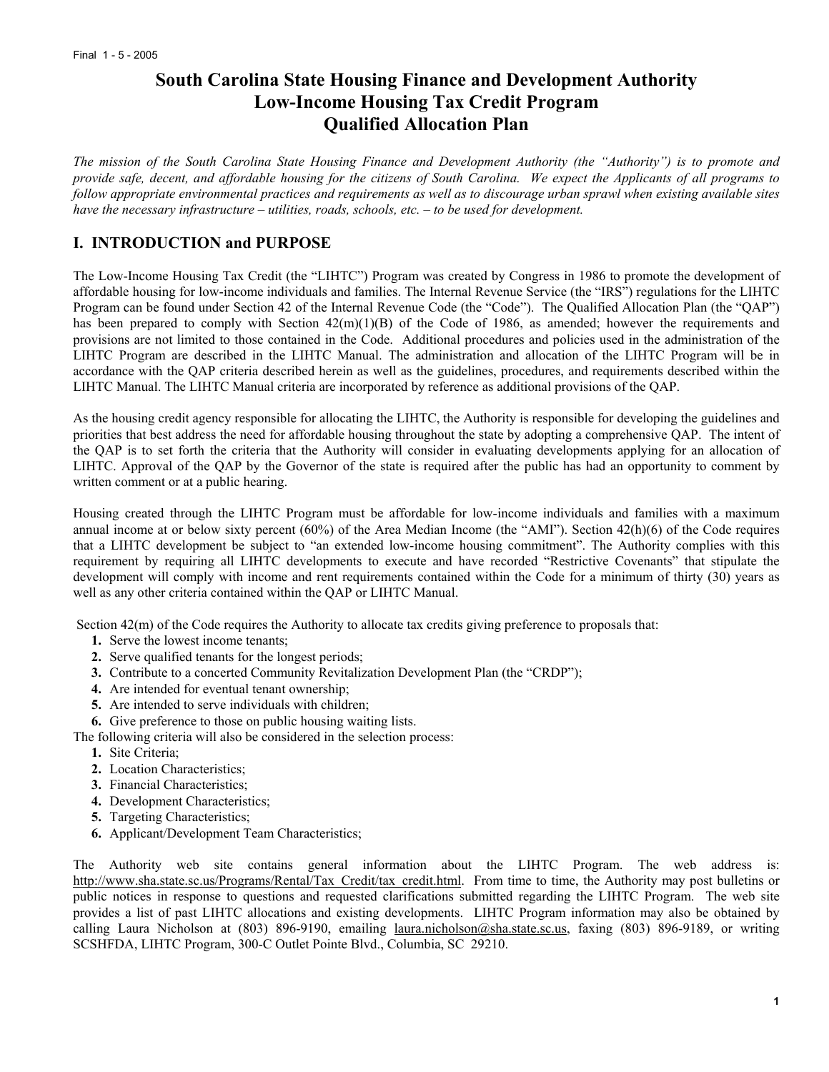Final 1 - 5 - 2005

# South Carolina State Housing Finance and Development Authority
# Low-Income Housing Tax Credit Program
# Qualified Allocation Plan

*The mission of the South Carolina State Housing Finance and Development Authority (the "Authority") is to promote and provide safe, decent, and affordable housing for the citizens of South Carolina. We expect the Applicants of all programs to follow appropriate environmental practices and requirements as well as to discourage urban sprawl when existing available sites have the necessary infrastructure – utilities, roads, schools, etc. – to be used for development.*

## I. INTRODUCTION and PURPOSE

The Low-Income Housing Tax Credit (the "LIHTC") Program was created by Congress in 1986 to promote the development of affordable housing for low-income individuals and families. The Internal Revenue Service (the "IRS") regulations for the LIHTC Program can be found under Section 42 of the Internal Revenue Code (the "Code"). The Qualified Allocation Plan (the "QAP") has been prepared to comply with Section 42(m)(1)(B) of the Code of 1986, as amended; however the requirements and provisions are not limited to those contained in the Code. Additional procedures and policies used in the administration of the LIHTC Program are described in the LIHTC Manual. The administration and allocation of the LIHTC Program will be in accordance with the QAP criteria described herein as well as the guidelines, procedures, and requirements described within the LIHTC Manual. The LIHTC Manual criteria are incorporated by reference as additional provisions of the QAP.

As the housing credit agency responsible for allocating the LIHTC, the Authority is responsible for developing the guidelines and priorities that best address the need for affordable housing throughout the state by adopting a comprehensive QAP. The intent of the QAP is to set forth the criteria that the Authority will consider in evaluating developments applying for an allocation of LIHTC. Approval of the QAP by the Governor of the state is required after the public has had an opportunity to comment by written comment or at a public hearing.

Housing created through the LIHTC Program must be affordable for low-income individuals and families with a maximum annual income at or below sixty percent (60%) of the Area Median Income (the "AMI"). Section 42(h)(6) of the Code requires that a LIHTC development be subject to "an extended low-income housing commitment". The Authority complies with this requirement by requiring all LIHTC developments to execute and have recorded "Restrictive Covenants" that stipulate the development will comply with income and rent requirements contained within the Code for a minimum of thirty (30) years as well as any other criteria contained within the QAP or LIHTC Manual.

Section 42(m) of the Code requires the Authority to allocate tax credits giving preference to proposals that:

1. Serve the lowest income tenants;
2. Serve qualified tenants for the longest periods;
3. Contribute to a concerted Community Revitalization Development Plan (the "CRDP");
4. Are intended for eventual tenant ownership;
5. Are intended to serve individuals with children;
6. Give preference to those on public housing waiting lists.

The following criteria will also be considered in the selection process:

1. Site Criteria;
2. Location Characteristics;
3. Financial Characteristics;
4. Development Characteristics;
5. Targeting Characteristics;
6. Applicant/Development Team Characteristics;

The Authority web site contains general information about the LIHTC Program. The web address is: http://www.sha.state.sc.us/Programs/Rental/Tax_Credit/tax_credit.html. From time to time, the Authority may post bulletins or public notices in response to questions and requested clarifications submitted regarding the LIHTC Program. The web site provides a list of past LIHTC allocations and existing developments. LIHTC Program information may also be obtained by calling Laura Nicholson at (803) 896-9190, emailing laura.nicholson@sha.state.sc.us, faxing (803) 896-9189, or writing SCSHFDA, LIHTC Program, 300-C Outlet Pointe Blvd., Columbia, SC 29210.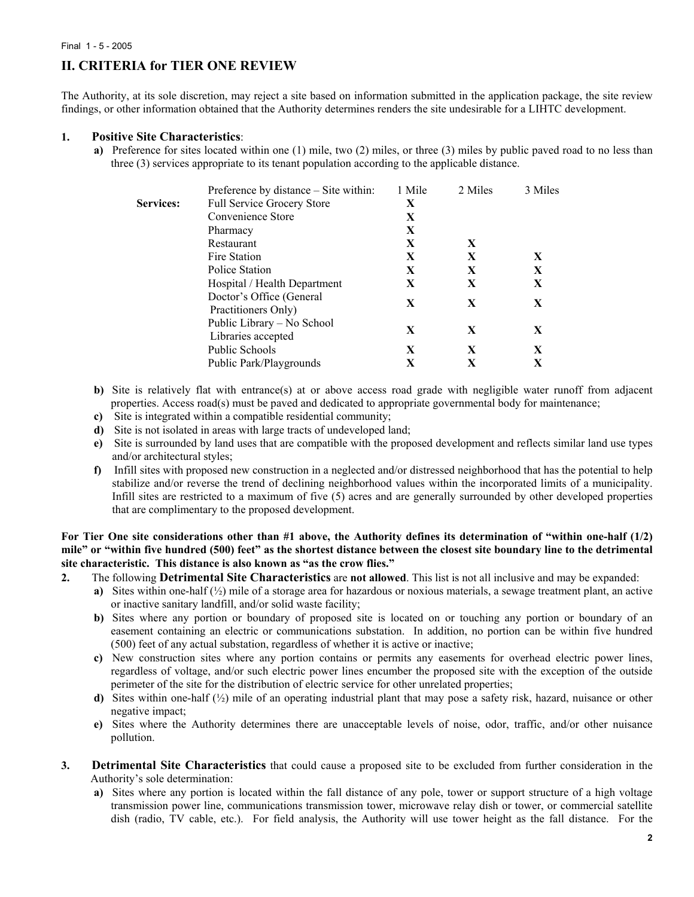## II. CRITERIA for TIER ONE REVIEW

The Authority, at its sole discretion, may reject a site based on information submitted in the application package, the site review findings, or other information obtained that the Authority determines renders the site undesirable for a LIHTC development.

**1. Positive Site Characteristics**:

**a)** Preference for sites located within one (1) mile, two (2) miles, or three (3) miles by public paved road to no less than three (3) services appropriate to its tenant population according to the applicable distance.

| | Preference by distance – Site within: | 1 Mile | 2 Miles | 3 Miles |
|---|---|---|---|---|
| **Services:** | Full Service Grocery Store | X | | |
| | Convenience Store | X | | |
| | Pharmacy | X | | |
| | Restaurant | X | X | |
| | Fire Station | X | X | X |
| | Police Station | X | X | X |
| | Hospital / Health Department | X | X | X |
| | Doctor's Office (General Practitioners Only) | X | X | X |
| | Public Library – No School Libraries accepted | X | X | X |
| | Public Schools | X | X | X |
| | Public Park/Playgrounds | X | X | X |

**b)** Site is relatively flat with entrance(s) at or above access road grade with negligible water runoff from adjacent properties. Access road(s) must be paved and dedicated to appropriate governmental body for maintenance;

**c)** Site is integrated within a compatible residential community;

**d)** Site is not isolated in areas with large tracts of undeveloped land;

**e)** Site is surrounded by land uses that are compatible with the proposed development and reflects similar land use types and/or architectural styles;

**f)** Infill sites with proposed new construction in a neglected and/or distressed neighborhood that has the potential to help stabilize and/or reverse the trend of declining neighborhood values within the incorporated limits of a municipality. Infill sites are restricted to a maximum of five (5) acres and are generally surrounded by other developed properties that are complimentary to the proposed development.

**For Tier One site considerations other than #1 above, the Authority defines its determination of "within one-half (1/2) mile" or "within five hundred (500) feet" as the shortest distance between the closest site boundary line to the detrimental site characteristic. This distance is also known as "as the crow flies."**

**2.** The following **Detrimental Site Characteristics** are **not allowed**. This list is not all inclusive and may be expanded:

**a)** Sites within one-half (½) mile of a storage area for hazardous or noxious materials, a sewage treatment plant, an active or inactive sanitary landfill, and/or solid waste facility;

**b)** Sites where any portion or boundary of proposed site is located on or touching any portion or boundary of an easement containing an electric or communications substation. In addition, no portion can be within five hundred (500) feet of any actual substation, regardless of whether it is active or inactive;

**c)** New construction sites where any portion contains or permits any easements for overhead electric power lines, regardless of voltage, and/or such electric power lines encumber the proposed site with the exception of the outside perimeter of the site for the distribution of electric service for other unrelated properties;

**d)** Sites within one-half (½) mile of an operating industrial plant that may pose a safety risk, hazard, nuisance or other negative impact;

**e)** Sites where the Authority determines there are unacceptable levels of noise, odor, traffic, and/or other nuisance pollution.

**3. Detrimental Site Characteristics** that could cause a proposed site to be excluded from further consideration in the Authority's sole determination:

**a)** Sites where any portion is located within the fall distance of any pole, tower or support structure of a high voltage transmission power line, communications transmission tower, microwave relay dish or tower, or commercial satellite dish (radio, TV cable, etc.). For field analysis, the Authority will use tower height as the fall distance. For the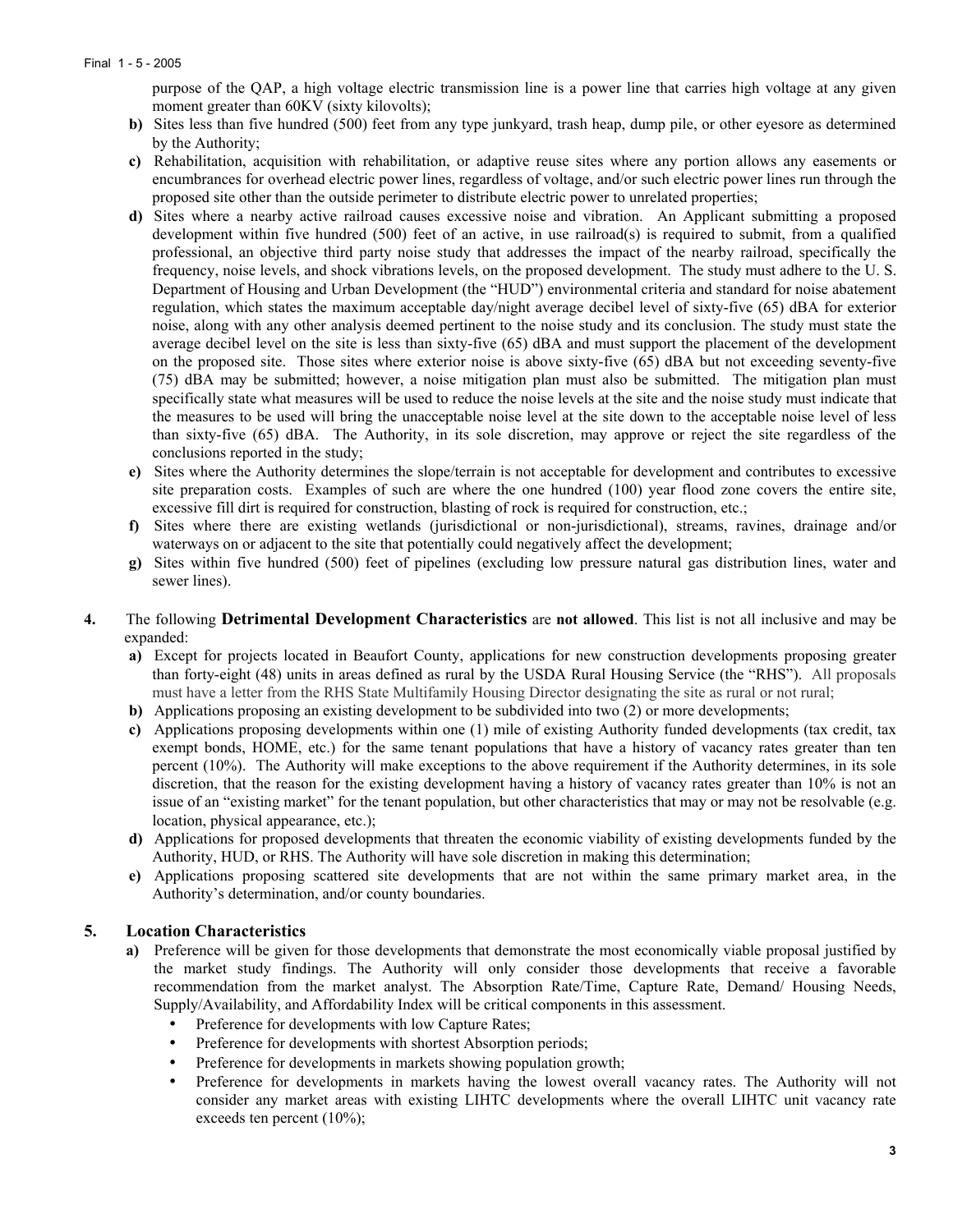purpose of the QAP, a high voltage electric transmission line is a power line that carries high voltage at any given moment greater than 60KV (sixty kilovolts);

- **b)** Sites less than five hundred (500) feet from any type junkyard, trash heap, dump pile, or other eyesore as determined by the Authority;
- **c)** Rehabilitation, acquisition with rehabilitation, or adaptive reuse sites where any portion allows any easements or encumbrances for overhead electric power lines, regardless of voltage, and/or such electric power lines run through the proposed site other than the outside perimeter to distribute electric power to unrelated properties;
- **d)** Sites where a nearby active railroad causes excessive noise and vibration. An Applicant submitting a proposed development within five hundred (500) feet of an active, in use railroad(s) is required to submit, from a qualified professional, an objective third party noise study that addresses the impact of the nearby railroad, specifically the frequency, noise levels, and shock vibrations levels, on the proposed development. The study must adhere to the U. S. Department of Housing and Urban Development (the "HUD") environmental criteria and standard for noise abatement regulation, which states the maximum acceptable day/night average decibel level of sixty-five (65) dBA for exterior noise, along with any other analysis deemed pertinent to the noise study and its conclusion. The study must state the average decibel level on the site is less than sixty-five (65) dBA and must support the placement of the development on the proposed site. Those sites where exterior noise is above sixty-five (65) dBA but not exceeding seventy-five (75) dBA may be submitted; however, a noise mitigation plan must also be submitted. The mitigation plan must specifically state what measures will be used to reduce the noise levels at the site and the noise study must indicate that the measures to be used will bring the unacceptable noise level at the site down to the acceptable noise level of less than sixty-five (65) dBA. The Authority, in its sole discretion, may approve or reject the site regardless of the conclusions reported in the study;
- **e)** Sites where the Authority determines the slope/terrain is not acceptable for development and contributes to excessive site preparation costs. Examples of such are where the one hundred (100) year flood zone covers the entire site, excessive fill dirt is required for construction, blasting of rock is required for construction, etc.;
- **f)** Sites where there are existing wetlands (jurisdictional or non-jurisdictional), streams, ravines, drainage and/or waterways on or adjacent to the site that potentially could negatively affect the development;
- **g)** Sites within five hundred (500) feet of pipelines (excluding low pressure natural gas distribution lines, water and sewer lines).

**4.** The following **Detrimental Development Characteristics** are **not allowed**. This list is not all inclusive and may be expanded:

- **a)** Except for projects located in Beaufort County, applications for new construction developments proposing greater than forty-eight (48) units in areas defined as rural by the USDA Rural Housing Service (the "RHS"). All proposals must have a letter from the RHS State Multifamily Housing Director designating the site as rural or not rural;
- **b)** Applications proposing an existing development to be subdivided into two (2) or more developments;
- **c)** Applications proposing developments within one (1) mile of existing Authority funded developments (tax credit, tax exempt bonds, HOME, etc.) for the same tenant populations that have a history of vacancy rates greater than ten percent (10%). The Authority will make exceptions to the above requirement if the Authority determines, in its sole discretion, that the reason for the existing development having a history of vacancy rates greater than 10% is not an issue of an "existing market" for the tenant population, but other characteristics that may or may not be resolvable (e.g. location, physical appearance, etc.);
- **d)** Applications for proposed developments that threaten the economic viability of existing developments funded by the Authority, HUD, or RHS. The Authority will have sole discretion in making this determination;
- **e)** Applications proposing scattered site developments that are not within the same primary market area, in the Authority's determination, and/or county boundaries.

## 5. Location Characteristics

- **a)** Preference will be given for those developments that demonstrate the most economically viable proposal justified by the market study findings. The Authority will only consider those developments that receive a favorable recommendation from the market analyst. The Absorption Rate/Time, Capture Rate, Demand/ Housing Needs, Supply/Availability, and Affordability Index will be critical components in this assessment.
  - Preference for developments with low Capture Rates;
  - Preference for developments with shortest Absorption periods;
  - Preference for developments in markets showing population growth;
  - Preference for developments in markets having the lowest overall vacancy rates. The Authority will not consider any market areas with existing LIHTC developments where the overall LIHTC unit vacancy rate exceeds ten percent (10%);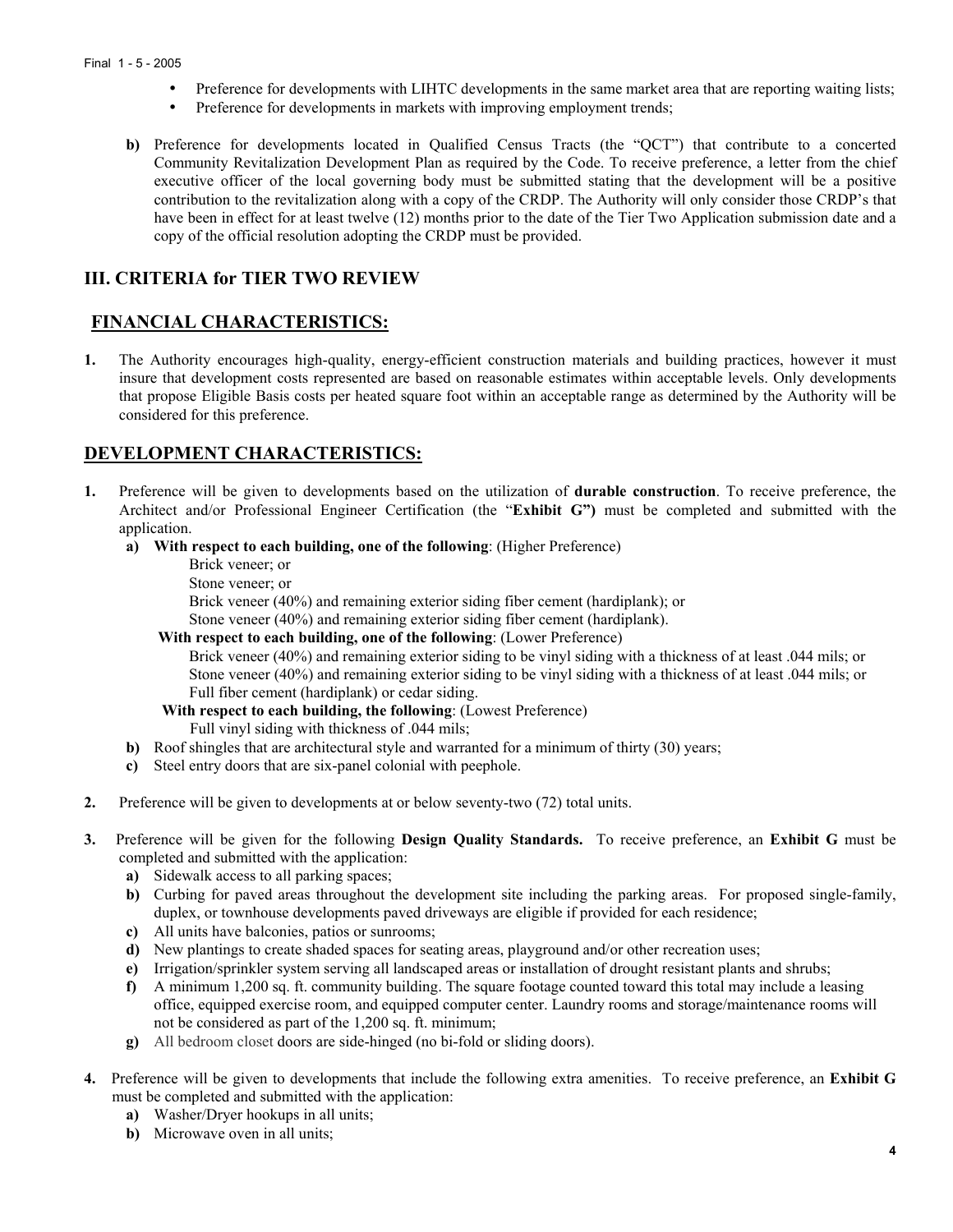- Preference for developments with LIHTC developments in the same market area that are reporting waiting lists;
- Preference for developments in markets with improving employment trends;

**b)** Preference for developments located in Qualified Census Tracts (the "QCT") that contribute to a concerted Community Revitalization Development Plan as required by the Code. To receive preference, a letter from the chief executive officer of the local governing body must be submitted stating that the development will be a positive contribution to the revitalization along with a copy of the CRDP. The Authority will only consider those CRDP's that have been in effect for at least twelve (12) months prior to the date of the Tier Two Application submission date and a copy of the official resolution adopting the CRDP must be provided.

## III. CRITERIA for TIER TWO REVIEW

## FINANCIAL CHARACTERISTICS:

**1.** The Authority encourages high-quality, energy-efficient construction materials and building practices, however it must insure that development costs represented are based on reasonable estimates within acceptable levels. Only developments that propose Eligible Basis costs per heated square foot within an acceptable range as determined by the Authority will be considered for this preference.

## DEVELOPMENT CHARACTERISTICS:

**1.** Preference will be given to developments based on the utilization of **durable construction**. To receive preference, the Architect and/or Professional Engineer Certification (the "**Exhibit G")** must be completed and submitted with the application.

**a)** **With respect to each building, one of the following**: (Higher Preference)
Brick veneer; or
Stone veneer; or
Brick veneer (40%) and remaining exterior siding fiber cement (hardiplank); or
Stone veneer (40%) and remaining exterior siding fiber cement (hardiplank).

**With respect to each building, one of the following**: (Lower Preference)
Brick veneer (40%) and remaining exterior siding to be vinyl siding with a thickness of at least .044 mils; or
Stone veneer (40%) and remaining exterior siding to be vinyl siding with a thickness of at least .044 mils; or
Full fiber cement (hardiplank) or cedar siding.

**With respect to each building, the following**: (Lowest Preference)
Full vinyl siding with thickness of .044 mils;

**b)** Roof shingles that are architectural style and warranted for a minimum of thirty (30) years;

**c)** Steel entry doors that are six-panel colonial with peephole.

**2.** Preference will be given to developments at or below seventy-two (72) total units.

**3.** Preference will be given for the following **Design Quality Standards.** To receive preference, an **Exhibit G** must be completed and submitted with the application:

**a)** Sidewalk access to all parking spaces;

**b)** Curbing for paved areas throughout the development site including the parking areas. For proposed single-family, duplex, or townhouse developments paved driveways are eligible if provided for each residence;

**c)** All units have balconies, patios or sunrooms;

**d)** New plantings to create shaded spaces for seating areas, playground and/or other recreation uses;

**e)** Irrigation/sprinkler system serving all landscaped areas or installation of drought resistant plants and shrubs;

**f)** A minimum 1,200 sq. ft. community building. The square footage counted toward this total may include a leasing office, equipped exercise room, and equipped computer center. Laundry rooms and storage/maintenance rooms will not be considered as part of the 1,200 sq. ft. minimum;

**g)** All bedroom closet doors are side-hinged (no bi-fold or sliding doors).

**4.** Preference will be given to developments that include the following extra amenities. To receive preference, an **Exhibit G** must be completed and submitted with the application:

**a)** Washer/Dryer hookups in all units;

**b)** Microwave oven in all units;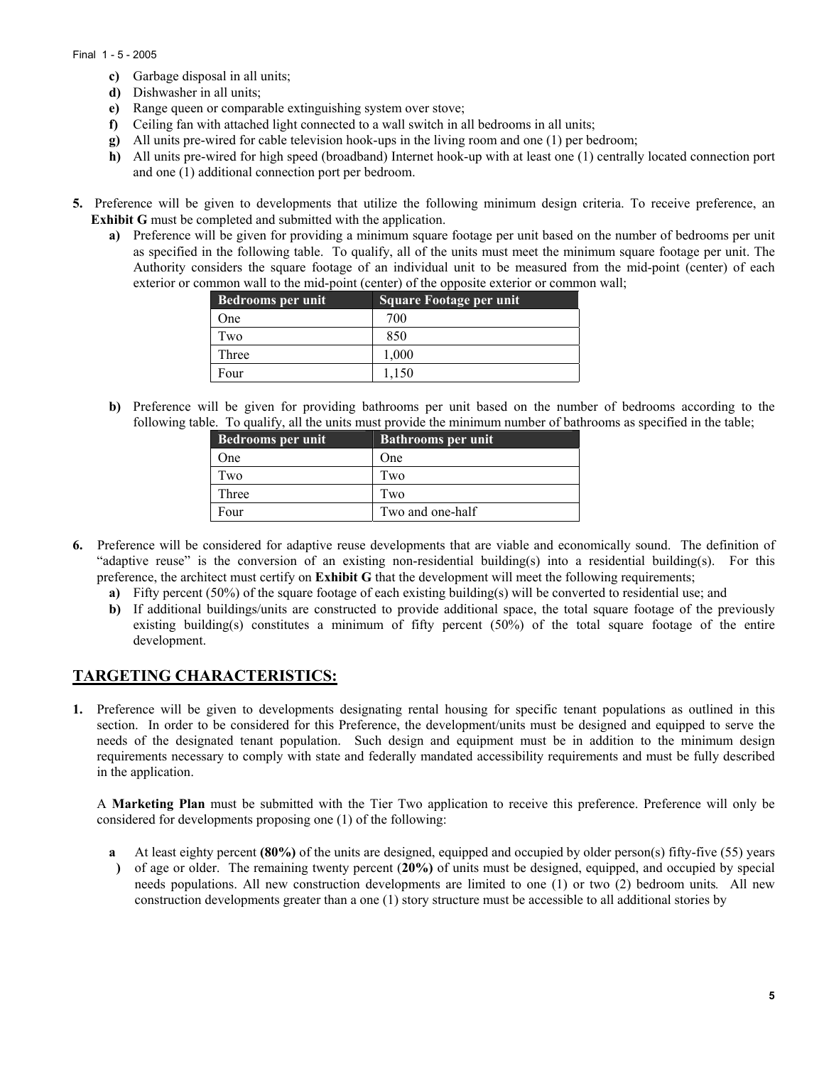c) Garbage disposal in all units;
d) Dishwasher in all units;
e) Range queen or comparable extinguishing system over stove;
f) Ceiling fan with attached light connected to a wall switch in all bedrooms in all units;
g) All units pre-wired for cable television hook-ups in the living room and one (1) per bedroom;
h) All units pre-wired for high speed (broadband) Internet hook-up with at least one (1) centrally located connection port and one (1) additional connection port per bedroom.

5. Preference will be given to developments that utilize the following minimum design criteria. To receive preference, an **Exhibit G** must be completed and submitted with the application.

   a) Preference will be given for providing a minimum square footage per unit based on the number of bedrooms per unit as specified in the following table. To qualify, all of the units must meet the minimum square footage per unit. The Authority considers the square footage of an individual unit to be measured from the mid-point (center) of each exterior or common wall to the mid-point (center) of the opposite exterior or common wall;

| Bedrooms per unit | Square Footage per unit |
|---|---|
| One | 700 |
| Two | 850 |
| Three | 1,000 |
| Four | 1,150 |

   b) Preference will be given for providing bathrooms per unit based on the number of bedrooms according to the following table. To qualify, all the units must provide the minimum number of bathrooms as specified in the table;

| Bedrooms per unit | Bathrooms per unit |
|---|---|
| One | One |
| Two | Two |
| Three | Two |
| Four | Two and one-half |

6. Preference will be considered for adaptive reuse developments that are viable and economically sound. The definition of "adaptive reuse" is the conversion of an existing non-residential building(s) into a residential building(s). For this preference, the architect must certify on **Exhibit G** that the development will meet the following requirements;

   a) Fifty percent (50%) of the square footage of each existing building(s) will be converted to residential use; and
   b) If additional buildings/units are constructed to provide additional space, the total square footage of the previously existing building(s) constitutes a minimum of fifty percent (50%) of the total square footage of the entire development.

## TARGETING CHARACTERISTICS:

1. Preference will be given to developments designating rental housing for specific tenant populations as outlined in this section. In order to be considered for this Preference, the development/units must be designed and equipped to serve the needs of the designated tenant population. Such design and equipment must be in addition to the minimum design requirements necessary to comply with state and federally mandated accessibility requirements and must be fully described in the application.

   A **Marketing Plan** must be submitted with the Tier Two application to receive this preference. Preference will only be considered for developments proposing one (1) of the following:

   a) At least eighty percent **(80%)** of the units are designed, equipped and occupied by older person(s) fifty-five (55) years of age or older. The remaining twenty percent (**20%)** of units must be designed, equipped, and occupied by special needs populations. All new construction developments are limited to one (1) or two (2) bedroom units*.* All new construction developments greater than a one (1) story structure must be accessible to all additional stories by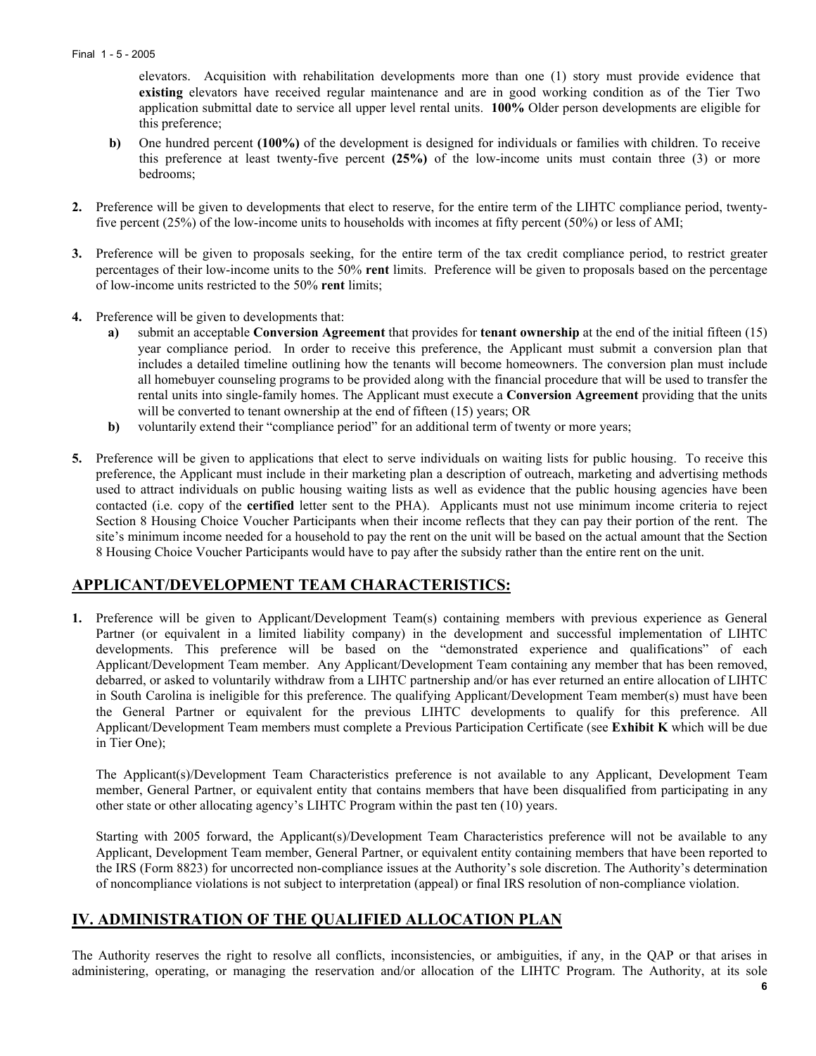elevators. Acquisition with rehabilitation developments more than one (1) story must provide evidence that **existing** elevators have received regular maintenance and are in good working condition as of the Tier Two application submittal date to service all upper level rental units. **100%** Older person developments are eligible for this preference;

**b)** One hundred percent **(100%)** of the development is designed for individuals or families with children. To receive this preference at least twenty-five percent **(25%)** of the low-income units must contain three (3) or more bedrooms;

**2.** Preference will be given to developments that elect to reserve, for the entire term of the LIHTC compliance period, twenty-five percent (25%) of the low-income units to households with incomes at fifty percent (50%) or less of AMI;

**3.** Preference will be given to proposals seeking, for the entire term of the tax credit compliance period, to restrict greater percentages of their low-income units to the 50% **rent** limits. Preference will be given to proposals based on the percentage of low-income units restricted to the 50% **rent** limits;

**4.** Preference will be given to developments that:

- **a)** submit an acceptable **Conversion Agreement** that provides for **tenant ownership** at the end of the initial fifteen (15) year compliance period. In order to receive this preference, the Applicant must submit a conversion plan that includes a detailed timeline outlining how the tenants will become homeowners. The conversion plan must include all homebuyer counseling programs to be provided along with the financial procedure that will be used to transfer the rental units into single-family homes. The Applicant must execute a **Conversion Agreement** providing that the units will be converted to tenant ownership at the end of fifteen (15) years; OR
- **b)** voluntarily extend their "compliance period" for an additional term of twenty or more years;

**5.** Preference will be given to applications that elect to serve individuals on waiting lists for public housing. To receive this preference, the Applicant must include in their marketing plan a description of outreach, marketing and advertising methods used to attract individuals on public housing waiting lists as well as evidence that the public housing agencies have been contacted (i.e. copy of the **certified** letter sent to the PHA). Applicants must not use minimum income criteria to reject Section 8 Housing Choice Voucher Participants when their income reflects that they can pay their portion of the rent. The site's minimum income needed for a household to pay the rent on the unit will be based on the actual amount that the Section 8 Housing Choice Voucher Participants would have to pay after the subsidy rather than the entire rent on the unit.

## APPLICANT/DEVELOPMENT TEAM CHARACTERISTICS:

**1.** Preference will be given to Applicant/Development Team(s) containing members with previous experience as General Partner (or equivalent in a limited liability company) in the development and successful implementation of LIHTC developments. This preference will be based on the "demonstrated experience and qualifications" of each Applicant/Development Team member. Any Applicant/Development Team containing any member that has been removed, debarred, or asked to voluntarily withdraw from a LIHTC partnership and/or has ever returned an entire allocation of LIHTC in South Carolina is ineligible for this preference. The qualifying Applicant/Development Team member(s) must have been the General Partner or equivalent for the previous LIHTC developments to qualify for this preference. All Applicant/Development Team members must complete a Previous Participation Certificate (see **Exhibit K** which will be due in Tier One);

The Applicant(s)/Development Team Characteristics preference is not available to any Applicant, Development Team member, General Partner, or equivalent entity that contains members that have been disqualified from participating in any other state or other allocating agency's LIHTC Program within the past ten (10) years.

Starting with 2005 forward, the Applicant(s)/Development Team Characteristics preference will not be available to any Applicant, Development Team member, General Partner, or equivalent entity containing members that have been reported to the IRS (Form 8823) for uncorrected non-compliance issues at the Authority's sole discretion. The Authority's determination of noncompliance violations is not subject to interpretation (appeal) or final IRS resolution of non-compliance violation.

## IV. ADMINISTRATION OF THE QUALIFIED ALLOCATION PLAN

The Authority reserves the right to resolve all conflicts, inconsistencies, or ambiguities, if any, in the QAP or that arises in administering, operating, or managing the reservation and/or allocation of the LIHTC Program. The Authority, at its sole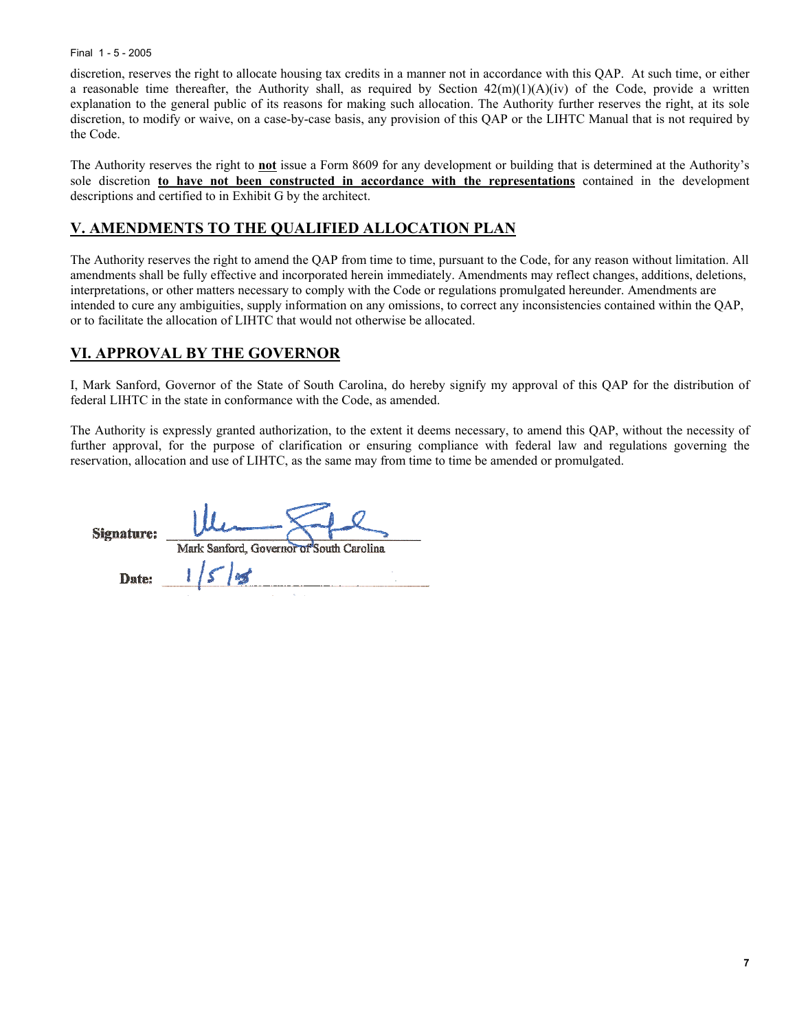discretion, reserves the right to allocate housing tax credits in a manner not in accordance with this QAP. At such time, or either a reasonable time thereafter, the Authority shall, as required by Section 42(m)(1)(A)(iv) of the Code, provide a written explanation to the general public of its reasons for making such allocation. The Authority further reserves the right, at its sole discretion, to modify or waive, on a case-by-case basis, any provision of this QAP or the LIHTC Manual that is not required by the Code.

The Authority reserves the right to **not** issue a Form 8609 for any development or building that is determined at the Authority's sole discretion **to have not been constructed in accordance with the representations** contained in the development descriptions and certified to in Exhibit G by the architect.

## V. AMENDMENTS TO THE QUALIFIED ALLOCATION PLAN

The Authority reserves the right to amend the QAP from time to time, pursuant to the Code, for any reason without limitation. All amendments shall be fully effective and incorporated herein immediately. Amendments may reflect changes, additions, deletions, interpretations, or other matters necessary to comply with the Code or regulations promulgated hereunder. Amendments are intended to cure any ambiguities, supply information on any omissions, to correct any inconsistencies contained within the QAP, or to facilitate the allocation of LIHTC that would not otherwise be allocated.

## VI. APPROVAL BY THE GOVERNOR

I, Mark Sanford, Governor of the State of South Carolina, do hereby signify my approval of this QAP for the distribution of federal LIHTC in the state in conformance with the Code, as amended.

The Authority is expressly granted authorization, to the extent it deems necessary, to amend this QAP, without the necessity of further approval, for the purpose of clarification or ensuring compliance with federal law and regulations governing the reservation, allocation and use of LIHTC, as the same may from time to time be amended or promulgated.

**Signature:** ______________________
Mark Sanford, Governor of South Carolina

**Date:** 1/5/05